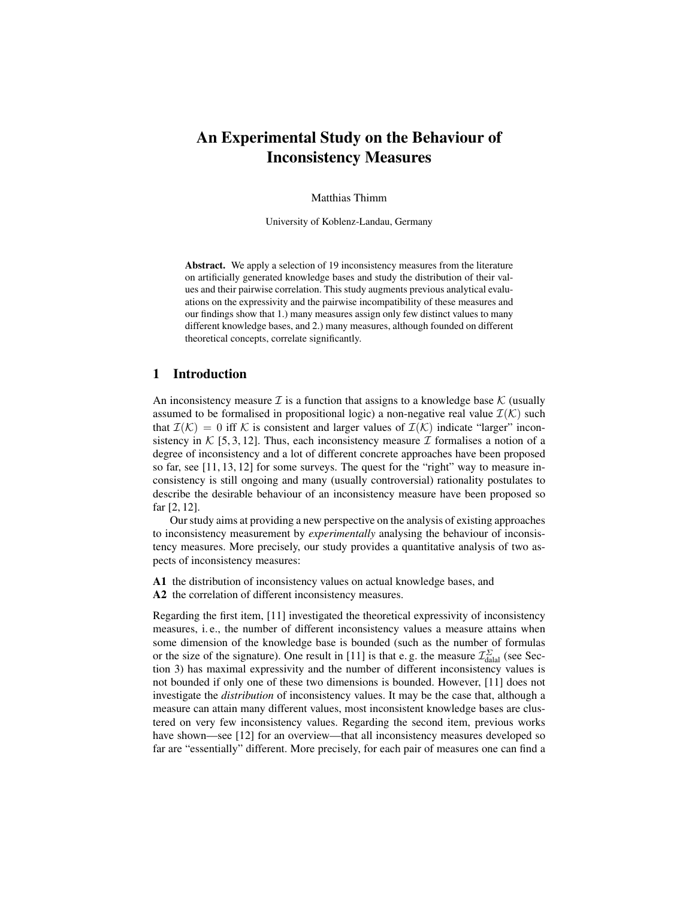# An Experimental Study on the Behaviour of Inconsistency Measures

Matthias Thimm

University of Koblenz-Landau, Germany

**Abstract.** We apply a selection of 19 inconsistency measures from the literature on artificially generated knowledge bases and study the distribution of their values and their pairwise correlation. This study augments previous analytical evaluations on the expressivity and the pairwise incompatibility of these measures and our findings show that 1.) many measures assign only few distinct values to many different knowledge bases, and 2.) many measures, although founded on different theoretical concepts, correlate significantly.

## 1 Introduction

An inconsistency measure $\mathcal{I}$ is a function that assigns to a knowledge base $\mathcal{K}$ (usually assumed to be formalised in propositional logic) a non-negative real value $\mathcal{I}(\mathcal{K})$ such that $\mathcal{I}(\mathcal{K}) = 0$ iff $\mathcal{K}$ is consistent and larger values of $\mathcal{I}(\mathcal{K})$ indicate "larger" inconsistency in $\mathcal{K}$ [5, 3, 12]. Thus, each inconsistency measure $\mathcal{I}$ formalises a notion of a degree of inconsistency and a lot of different concrete approaches have been proposed so far, see [11, 13, 12] for some surveys. The quest for the "right" way to measure inconsistency is still ongoing and many (usually controversial) rationality postulates to describe the desirable behaviour of an inconsistency measure have been proposed so far [2, 12].

Our study aims at providing a new perspective on the analysis of existing approaches to inconsistency measurement by *experimentally* analysing the behaviour of inconsistency measures. More precisely, our study provides a quantitative analysis of two aspects of inconsistency measures:

**A1** the distribution of inconsistency values on actual knowledge bases, and
**A2** the correlation of different inconsistency measures.

Regarding the first item, [11] investigated the theoretical expressivity of inconsistency measures, i. e., the number of different inconsistency values a measure attains when some dimension of the knowledge base is bounded (such as the number of formulas or the size of the signature). One result in [11] is that e. g. the measure $\mathcal{I}^{\Sigma}_{\text{dalal}}$ (see Section 3) has maximal expressivity and the number of different inconsistency values is not bounded if only one of these two dimensions is bounded. However, [11] does not investigate the *distribution* of inconsistency values. It may be the case that, although a measure can attain many different values, most inconsistent knowledge bases are clustered on very few inconsistency values. Regarding the second item, previous works have shown—see [12] for an overview—that all inconsistency measures developed so far are "essentially" different. More precisely, for each pair of measures one can find a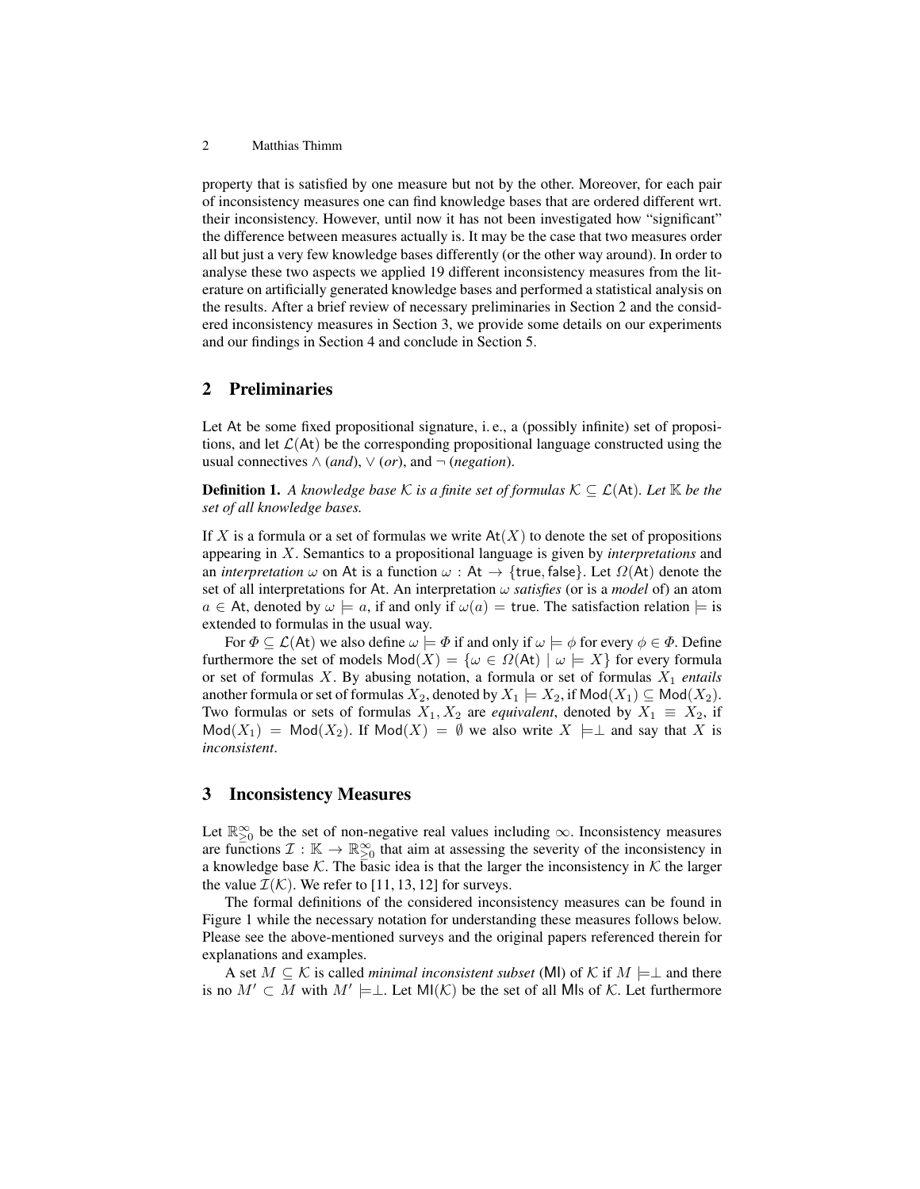property that is satisfied by one measure but not by the other. Moreover, for each pair of inconsistency measures one can find knowledge bases that are ordered different wrt. their inconsistency. However, until now it has not been investigated how "significant" the difference between measures actually is. It may be the case that two measures order all but just a very few knowledge bases differently (or the other way around). In order to analyse these two aspects we applied 19 different inconsistency measures from the literature on artificially generated knowledge bases and performed a statistical analysis on the results. After a brief review of necessary preliminaries in Section 2 and the considered inconsistency measures in Section 3, we provide some details on our experiments and our findings in Section 4 and conclude in Section 5.

## 2 Preliminaries

Let $\mathsf{At}$ be some fixed propositional signature, i. e., a (possibly infinite) set of propositions, and let $\mathcal{L}(\mathsf{At})$ be the corresponding propositional language constructed using the usual connectives $\wedge$ (*and*), $\vee$ (*or*), and $\neg$ (*negation*).

**Definition 1.** *A knowledge base $\mathcal{K}$ is a finite set of formulas $\mathcal{K} \subseteq \mathcal{L}(\mathsf{At})$. Let $\mathbb{K}$ be the set of all knowledge bases.*

If $X$ is a formula or a set of formulas we write $\mathsf{At}(X)$ to denote the set of propositions appearing in $X$. Semantics to a propositional language is given by *interpretations* and an *interpretation* $\omega$ on $\mathsf{At}$ is a function $\omega : \mathsf{At} \rightarrow \{\mathsf{true}, \mathsf{false}\}$. Let $\Omega(\mathsf{At})$ denote the set of all interpretations for $\mathsf{At}$. An interpretation $\omega$ *satisfies* (or is a *model* of) an atom $a \in \mathsf{At}$, denoted by $\omega \models a$, if and only if $\omega(a) = \mathsf{true}$. The satisfaction relation $\models$ is extended to formulas in the usual way.

For $\Phi \subseteq \mathcal{L}(\mathsf{At})$ we also define $\omega \models \Phi$ if and only if $\omega \models \phi$ for every $\phi \in \Phi$. Define furthermore the set of models $\mathsf{Mod}(X) = \{\omega \in \Omega(\mathsf{At}) \mid \omega \models X\}$ for every formula or set of formulas $X$. By abusing notation, a formula or set of formulas $X_1$ *entails* another formula or set of formulas $X_2$, denoted by $X_1 \models X_2$, if $\mathsf{Mod}(X_1) \subseteq \mathsf{Mod}(X_2)$. Two formulas or sets of formulas $X_1, X_2$ are *equivalent*, denoted by $X_1 \equiv X_2$, if $\mathsf{Mod}(X_1) = \mathsf{Mod}(X_2)$. If $\mathsf{Mod}(X) = \emptyset$ we also write $X \models\perp$ and say that $X$ is *inconsistent*.

## 3 Inconsistency Measures

Let $\mathbb{R}^{\infty}_{\geq 0}$ be the set of non-negative real values including $\infty$. Inconsistency measures are functions $\mathcal{I} : \mathbb{K} \rightarrow \mathbb{R}^{\infty}_{\geq 0}$ that aim at assessing the severity of the inconsistency in a knowledge base $\mathcal{K}$. The basic idea is that the larger the inconsistency in $\mathcal{K}$ the larger the value $\mathcal{I}(\mathcal{K})$. We refer to [11, 13, 12] for surveys.

The formal definitions of the considered inconsistency measures can be found in Figure 1 while the necessary notation for understanding these measures follows below. Please see the above-mentioned surveys and the original papers referenced therein for explanations and examples.

A set $M \subseteq \mathcal{K}$ is called *minimal inconsistent subset* ($\mathsf{MI}$) of $\mathcal{K}$ if $M \models\perp$ and there is no $M' \subset M$ with $M' \models\perp$. Let $\mathsf{MI}(\mathcal{K})$ be the set of all $\mathsf{MI}$s of $\mathcal{K}$. Let furthermore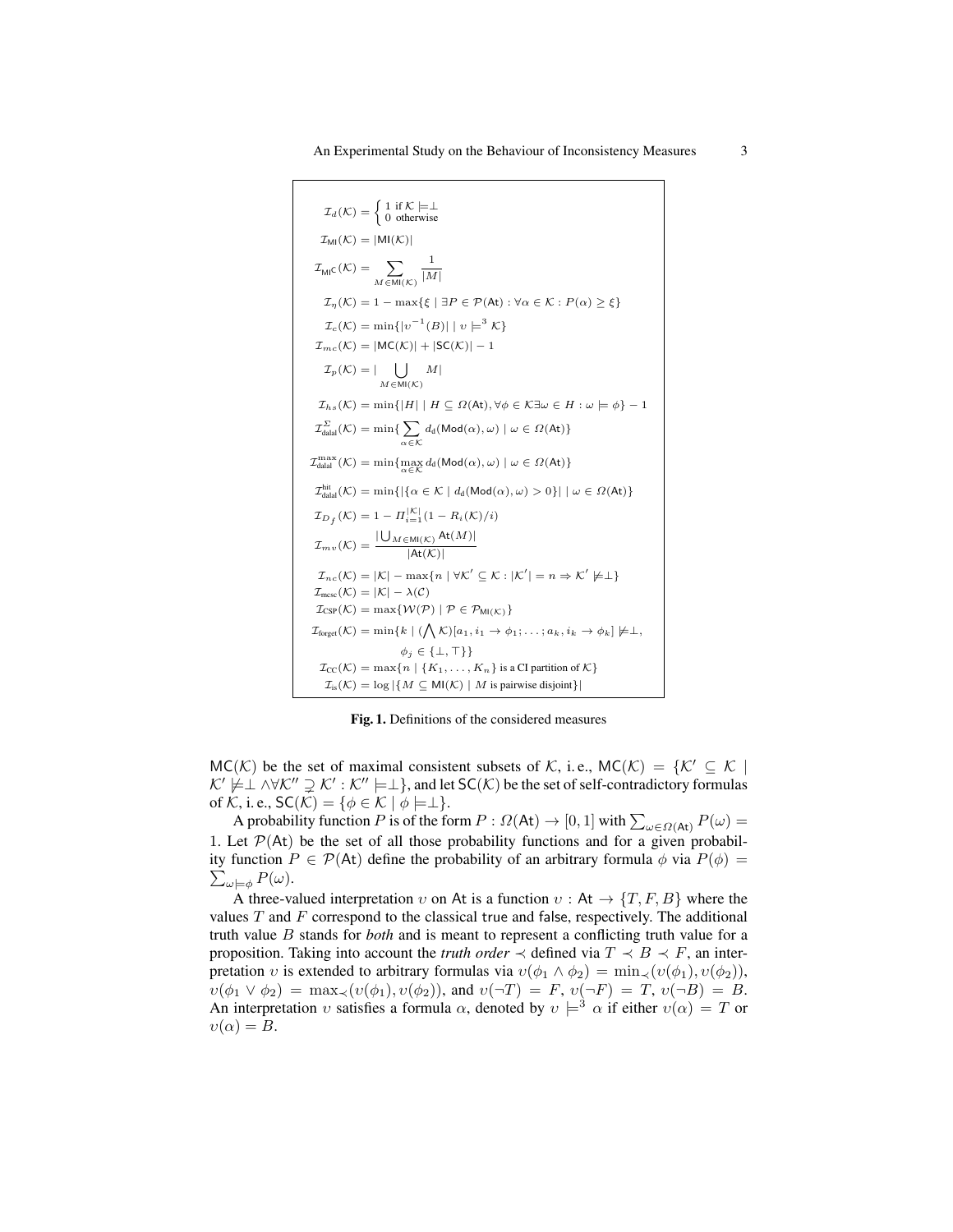$$\mathcal{I}_d(\mathcal{K}) = \begin{cases} 1 \text{ if } \mathcal{K} \models \perp \\ 0 \text{ otherwise} \end{cases}$$

$$\mathcal{I}_{\mathsf{MI}}(\mathcal{K}) = |\mathsf{MI}(\mathcal{K})|$$

$$\mathcal{I}_{\mathsf{MI}^\mathsf{C}}(\mathcal{K}) = \sum_{M \in \mathsf{MI}(\mathcal{K})} \frac{1}{|M|}$$

$$\mathcal{I}_\eta(\mathcal{K}) = 1 - \max\{\xi \mid \exists P \in \mathcal{P}(\mathsf{At}) : \forall \alpha \in \mathcal{K} : P(\alpha) \geq \xi\}$$

$$\mathcal{I}_c(\mathcal{K}) = \min\{|\upsilon^{-1}(B)| \mid \upsilon \models^3 \mathcal{K}\}$$

$$\mathcal{I}_{mc}(\mathcal{K}) = |\mathsf{MC}(\mathcal{K})| + |\mathsf{SC}(\mathcal{K})| - 1$$

$$\mathcal{I}_p(\mathcal{K}) = |\bigcup_{M \in \mathsf{MI}(\mathcal{K})} M|$$

$$\mathcal{I}_{hs}(\mathcal{K}) = \min\{|H| \mid H \subseteq \Omega(\mathsf{At}), \forall \phi \in \mathcal{K} \exists \omega \in H : \omega \models \phi\} - 1$$

$$\mathcal{I}^{\Sigma}_{\text{dalal}}(\mathcal{K}) = \min\{\sum_{\alpha \in \mathcal{K}} d_{\text{d}}(\mathsf{Mod}(\alpha), \omega) \mid \omega \in \Omega(\mathsf{At})\}$$

$$\mathcal{I}^{\max}_{\text{dalal}}(\mathcal{K}) = \min\{\max_{\alpha \in \mathcal{K}} d_{\text{d}}(\mathsf{Mod}(\alpha), \omega) \mid \omega \in \Omega(\mathsf{At})\}$$

$$\mathcal{I}^{\text{hit}}_{\text{dalal}}(\mathcal{K}) = \min\{|\{\alpha \in \mathcal{K} \mid d_{\text{d}}(\mathsf{Mod}(\alpha), \omega) > 0\}| \mid \omega \in \Omega(\mathsf{At})\}$$

$$\mathcal{I}_{D_f}(\mathcal{K}) = 1 - \Pi_{i=1}^{|\mathcal{K}|}(1 - R_i(\mathcal{K})/i)$$

$$\mathcal{I}_{mv}(\mathcal{K}) = \frac{|\bigcup_{M \in \mathsf{MI}(\mathcal{K})} \mathsf{At}(M)|}{|\mathsf{At}(\mathcal{K})|}$$

$$\mathcal{I}_{nc}(\mathcal{K}) = |\mathcal{K}| - \max\{n \mid \forall \mathcal{K}' \subseteq \mathcal{K} : |\mathcal{K}'| = n \Rightarrow \mathcal{K}' \not\models \perp\}$$

$$\mathcal{I}_{\text{mcsc}}(\mathcal{K}) = |\mathcal{K}| - \lambda(\mathcal{C})$$

$$\mathcal{I}_{\text{CSP}}(\mathcal{K}) = \max\{\mathcal{W}(\mathcal{P}) \mid \mathcal{P} \in \mathcal{P}_{\mathsf{MI}(\mathcal{K})}\}$$

$$\mathcal{I}_{\text{forget}}(\mathcal{K}) = \min\{k \mid (\bigwedge \mathcal{K})[a_1, i_1 \rightarrow \phi_1; \ldots; a_k, i_k \rightarrow \phi_k] \not\models \perp, \phi_j \in \{\perp, \top\}\}$$

$$\mathcal{I}_{\text{CC}}(\mathcal{K}) = \max\{n \mid \{K_1, \ldots, K_n\} \text{ is a CI partition of } \mathcal{K}\}$$

$$\mathcal{I}_{\text{is}}(\mathcal{K}) = \log|\{M \subseteq \mathsf{MI}(\mathcal{K}) \mid M \text{ is pairwise disjoint}\}|$$

**Fig. 1.** Definitions of the considered measures

$\mathsf{MC}(\mathcal{K})$ be the set of maximal consistent subsets of $\mathcal{K}$, i. e., $\mathsf{MC}(\mathcal{K}) = \{\mathcal{K}' \subseteq \mathcal{K} \mid \mathcal{K}' \not\models \perp \wedge \forall \mathcal{K}'' \supsetneq \mathcal{K}' : \mathcal{K}'' \models \perp\}$, and let $\mathsf{SC}(\mathcal{K})$ be the set of self-contradictory formulas of $\mathcal{K}$, i. e., $\mathsf{SC}(\mathcal{K}) = \{\phi \in \mathcal{K} \mid \phi \models \perp\}$.

A probability function $P$ is of the form $P : \Omega(\mathsf{At}) \rightarrow [0, 1]$ with $\sum_{\omega \in \Omega(\mathsf{At})} P(\omega) = 1$. Let $\mathcal{P}(\mathsf{At})$ be the set of all those probability functions and for a given probability function $P \in \mathcal{P}(\mathsf{At})$ define the probability of an arbitrary formula $\phi$ via $P(\phi) = \sum_{\omega \models \phi} P(\omega)$.

A three-valued interpretation $\upsilon$ on $\mathsf{At}$ is a function $\upsilon : \mathsf{At} \rightarrow \{T, F, B\}$ where the values $T$ and $F$ correspond to the classical true and false, respectively. The additional truth value $B$ stands for *both* and is meant to represent a conflicting truth value for a proposition. Taking into account the *truth order* $\prec$ defined via $T \prec B \prec F$, an interpretation $\upsilon$ is extended to arbitrary formulas via $\upsilon(\phi_1 \wedge \phi_2) = \min_\prec(\upsilon(\phi_1), \upsilon(\phi_2))$, $\upsilon(\phi_1 \vee \phi_2) = \max_\prec(\upsilon(\phi_1), \upsilon(\phi_2))$, and $\upsilon(\neg T) = F$, $\upsilon(\neg F) = T$, $\upsilon(\neg B) = B$. An interpretation $\upsilon$ satisfies a formula $\alpha$, denoted by $\upsilon \models^3 \alpha$ if either $\upsilon(\alpha) = T$ or $\upsilon(\alpha) = B$.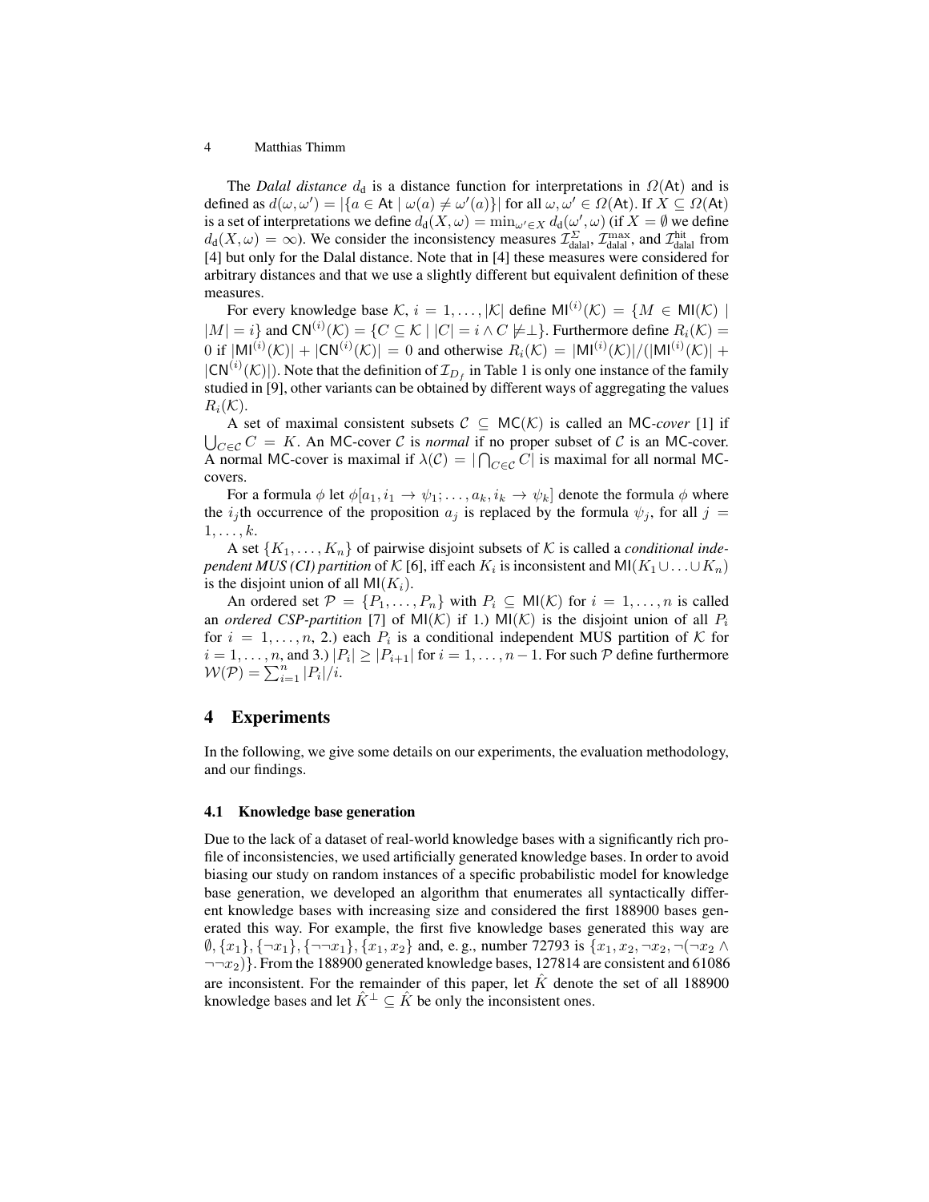The *Dalal distance* $d_{\mathrm{d}}$ is a distance function for interpretations in $\Omega(\mathsf{At})$ and is defined as $d(\omega, \omega') = |\{a \in \mathsf{At} \mid \omega(a) \neq \omega'(a)\}|$ for all $\omega, \omega' \in \Omega(\mathsf{At})$. If $X \subseteq \Omega(\mathsf{At})$ is a set of interpretations we define $d_{\mathrm{d}}(X, \omega) = \min_{\omega' \in X} d_{\mathrm{d}}(\omega', \omega)$ (if $X = \emptyset$ we define $d_{\mathrm{d}}(X, \omega) = \infty$). We consider the inconsistency measures $\mathcal{I}^{\Sigma}_{\mathrm{dalal}}$, $\mathcal{I}^{\max}_{\mathrm{dalal}}$, and $\mathcal{I}^{\mathrm{hit}}_{\mathrm{dalal}}$ from [4] but only for the Dalal distance. Note that in [4] these measures were considered for arbitrary distances and that we use a slightly different but equivalent definition of these measures.

For every knowledge base $\mathcal{K}$, $i = 1, \ldots, |\mathcal{K}|$ define $\mathsf{MI}^{(i)}(\mathcal{K}) = \{M \in \mathsf{MI}(\mathcal{K}) \mid |M| = i\}$ and $\mathsf{CN}^{(i)}(\mathcal{K}) = \{C \subseteq \mathcal{K} \mid |C| = i \wedge C \not\models \perp\}$. Furthermore define $R_i(\mathcal{K}) = 0$ if $|\mathsf{MI}^{(i)}(\mathcal{K})| + |\mathsf{CN}^{(i)}(\mathcal{K})| = 0$ and otherwise $R_i(\mathcal{K}) = |\mathsf{MI}^{(i)}(\mathcal{K})|/(|\mathsf{MI}^{(i)}(\mathcal{K})| + |\mathsf{CN}^{(i)}(\mathcal{K})|)$. Note that the definition of $\mathcal{I}_{D_f}$ in Table 1 is only one instance of the family studied in [9], other variants can be obtained by different ways of aggregating the values $R_i(\mathcal{K})$.

A set of maximal consistent subsets $\mathcal{C} \subseteq \mathsf{MC}(\mathcal{K})$ is called an $\mathsf{MC}$-*cover* [1] if $\bigcup_{C \in \mathcal{C}} C = K$. An $\mathsf{MC}$-cover $\mathcal{C}$ is *normal* if no proper subset of $\mathcal{C}$ is an $\mathsf{MC}$-cover. A normal $\mathsf{MC}$-cover is maximal if $\lambda(\mathcal{C}) = |\bigcap_{C \in \mathcal{C}} C|$ is maximal for all normal $\mathsf{MC}$-covers.

For a formula $\phi$ let $\phi[a_1, i_1 \rightarrow \psi_1; \ldots, a_k, i_k \rightarrow \psi_k]$ denote the formula $\phi$ where the $i_j$th occurrence of the proposition $a_j$ is replaced by the formula $\psi_j$, for all $j = 1, \ldots, k$.

A set $\{K_1, \ldots, K_n\}$ of pairwise disjoint subsets of $\mathcal{K}$ is called a *conditional independent MUS (CI) partition* of $\mathcal{K}$ [6], iff each $K_i$ is inconsistent and $\mathsf{MI}(K_1 \cup \ldots \cup K_n)$ is the disjoint union of all $\mathsf{MI}(K_i)$.

An ordered set $\mathcal{P} = \{P_1, \ldots, P_n\}$ with $P_i \subseteq \mathsf{MI}(\mathcal{K})$ for $i = 1, \ldots, n$ is called an *ordered CSP-partition* [7] of $\mathsf{MI}(\mathcal{K})$ if 1.) $\mathsf{MI}(\mathcal{K})$ is the disjoint union of all $P_i$ for $i = 1, \ldots, n$, 2.) each $P_i$ is a conditional independent MUS partition of $\mathcal{K}$ for $i = 1, \ldots, n$, and 3.) $|P_i| \geq |P_{i+1}|$ for $i = 1, \ldots, n-1$. For such $\mathcal{P}$ define furthermore $\mathcal{W}(\mathcal{P}) = \sum_{i=1}^{n} |P_i|/i$.

## 4 Experiments

In the following, we give some details on our experiments, the evaluation methodology, and our findings.

### 4.1 Knowledge base generation

Due to the lack of a dataset of real-world knowledge bases with a significantly rich profile of inconsistencies, we used artificially generated knowledge bases. In order to avoid biasing our study on random instances of a specific probabilistic model for knowledge base generation, we developed an algorithm that enumerates all syntactically different knowledge bases with increasing size and considered the first 188900 bases generated this way. For example, the first five knowledge bases generated this way are $\emptyset, \{x_1\}, \{\neg x_1\}, \{\neg\neg x_1\}, \{x_1, x_2\}$ and, e. g., number 72793 is $\{x_1, x_2, \neg x_2, \neg(\neg x_2 \wedge \neg\neg x_2)\}$. From the 188900 generated knowledge bases, 127814 are consistent and 61086 are inconsistent. For the remainder of this paper, let $\hat{K}$ denote the set of all 188900 knowledge bases and let $\hat{K}^{\perp} \subseteq \hat{K}$ be only the inconsistent ones.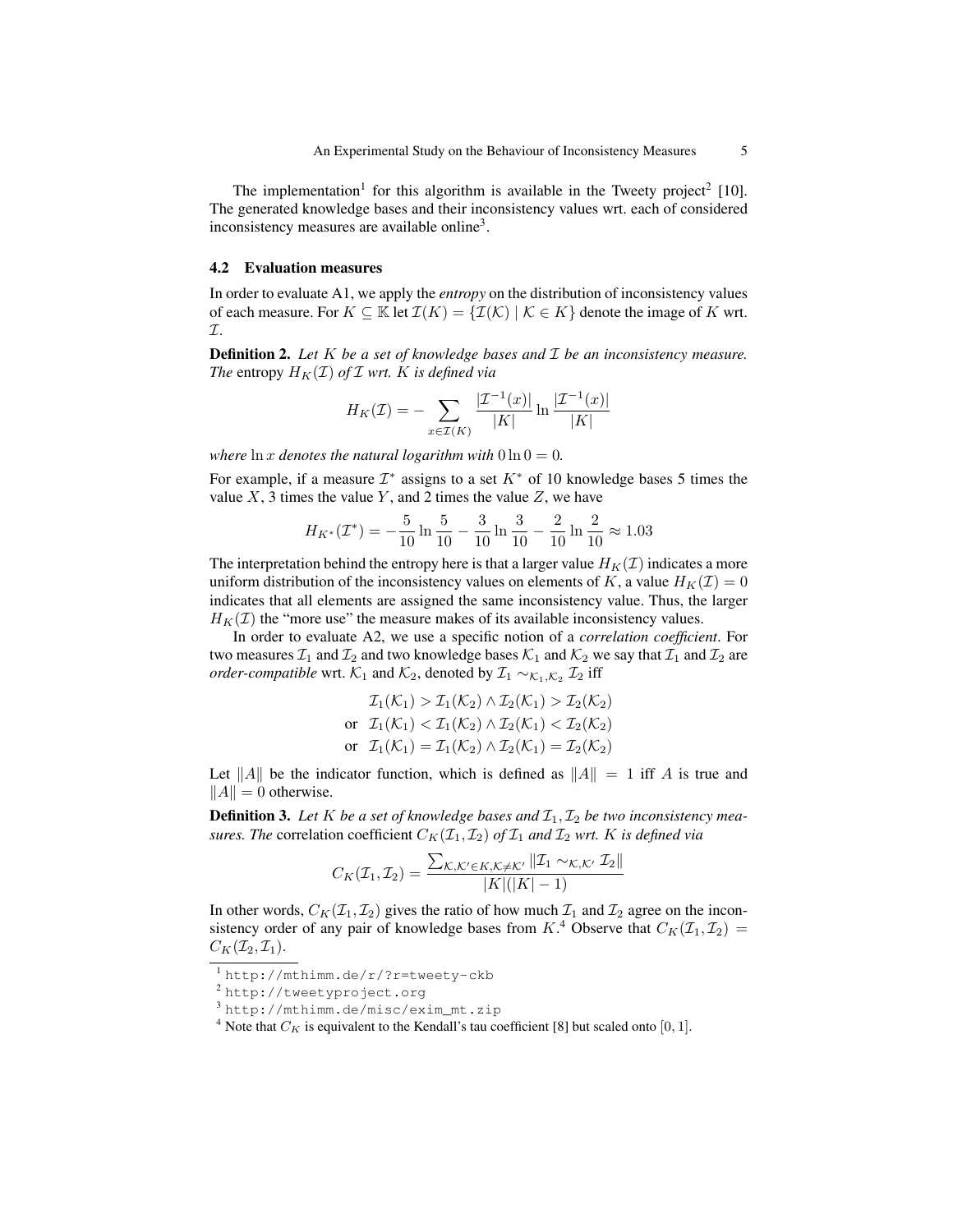The implementation[1] for this algorithm is available in the Tweety project[2] [10]. The generated knowledge bases and their inconsistency values wrt. each of considered inconsistency measures are available online[3].

### 4.2 Evaluation measures

In order to evaluate A1, we apply the *entropy* on the distribution of inconsistency values of each measure. For $K \subseteq \mathbb{K}$ let $\mathcal{I}(K) = \{\mathcal{I}(\mathcal{K}) \mid \mathcal{K} \in K\}$ denote the image of $K$ wrt. $\mathcal{I}$.

**Definition 2.** *Let $K$ be a set of knowledge bases and $\mathcal{I}$ be an inconsistency measure. The* entropy *$H_K(\mathcal{I})$ of $\mathcal{I}$ wrt. $K$ is defined via*

$$H_K(\mathcal{I}) = -\sum_{x \in \mathcal{I}(K)} \frac{|\mathcal{I}^{-1}(x)|}{|K|} \ln \frac{|\mathcal{I}^{-1}(x)|}{|K|}$$

*where $\ln x$ denotes the natural logarithm with $0 \ln 0 = 0$.*

For example, if a measure $\mathcal{I}^*$ assigns to a set $K^*$ of 10 knowledge bases 5 times the value $X$, 3 times the value $Y$, and 2 times the value $Z$, we have

$$H_{K^*}(\mathcal{I}^*) = -\frac{5}{10} \ln \frac{5}{10} - \frac{3}{10} \ln \frac{3}{10} - \frac{2}{10} \ln \frac{2}{10} \approx 1.03$$

The interpretation behind the entropy here is that a larger value $H_K(\mathcal{I})$ indicates a more uniform distribution of the inconsistency values on elements of $K$, a value $H_K(\mathcal{I}) = 0$ indicates that all elements are assigned the same inconsistency value. Thus, the larger $H_K(\mathcal{I})$ the "more use" the measure makes of its available inconsistency values.

In order to evaluate A2, we use a specific notion of a *correlation coefficient*. For two measures $\mathcal{I}_1$ and $\mathcal{I}_2$ and two knowledge bases $\mathcal{K}_1$ and $\mathcal{K}_2$ we say that $\mathcal{I}_1$ and $\mathcal{I}_2$ are *order-compatible* wrt. $\mathcal{K}_1$ and $\mathcal{K}_2$, denoted by $\mathcal{I}_1 \sim_{\mathcal{K}_1,\mathcal{K}_2} \mathcal{I}_2$ iff

$$\begin{aligned}
&\mathcal{I}_1(\mathcal{K}_1) > \mathcal{I}_1(\mathcal{K}_2) \wedge \mathcal{I}_2(\mathcal{K}_1) > \mathcal{I}_2(\mathcal{K}_2) \\
\text{or}\quad &\mathcal{I}_1(\mathcal{K}_1) < \mathcal{I}_1(\mathcal{K}_2) \wedge \mathcal{I}_2(\mathcal{K}_1) < \mathcal{I}_2(\mathcal{K}_2) \\
\text{or}\quad &\mathcal{I}_1(\mathcal{K}_1) = \mathcal{I}_1(\mathcal{K}_2) \wedge \mathcal{I}_2(\mathcal{K}_1) = \mathcal{I}_2(\mathcal{K}_2)
\end{aligned}$$

Let $\|A\|$ be the indicator function, which is defined as $\|A\| = 1$ iff $A$ is true and $\|A\| = 0$ otherwise.

**Definition 3.** *Let $K$ be a set of knowledge bases and $\mathcal{I}_1, \mathcal{I}_2$ be two inconsistency measures. The* correlation coefficient *$C_K(\mathcal{I}_1, \mathcal{I}_2)$ of $\mathcal{I}_1$ and $\mathcal{I}_2$ wrt. $K$ is defined via*

$$C_K(\mathcal{I}_1, \mathcal{I}_2) = \frac{\sum_{\mathcal{K},\mathcal{K}' \in K, \mathcal{K} \neq \mathcal{K}'} \|\mathcal{I}_1 \sim_{\mathcal{K},\mathcal{K}'} \mathcal{I}_2\|}{|K|(|K|-1)}$$

In other words, $C_K(\mathcal{I}_1, \mathcal{I}_2)$ gives the ratio of how much $\mathcal{I}_1$ and $\mathcal{I}_2$ agree on the inconsistency order of any pair of knowledge bases from $K$.[4] Observe that $C_K(\mathcal{I}_1, \mathcal{I}_2) = C_K(\mathcal{I}_2, \mathcal{I}_1)$.

---

[1] http://mthimm.de/r/?r=tweety-ckb

[2] http://tweetyproject.org

[3] http://mthimm.de/misc/exim_mt.zip

[4] Note that $C_K$ is equivalent to the Kendall's tau coefficient [8] but scaled onto $[0, 1]$.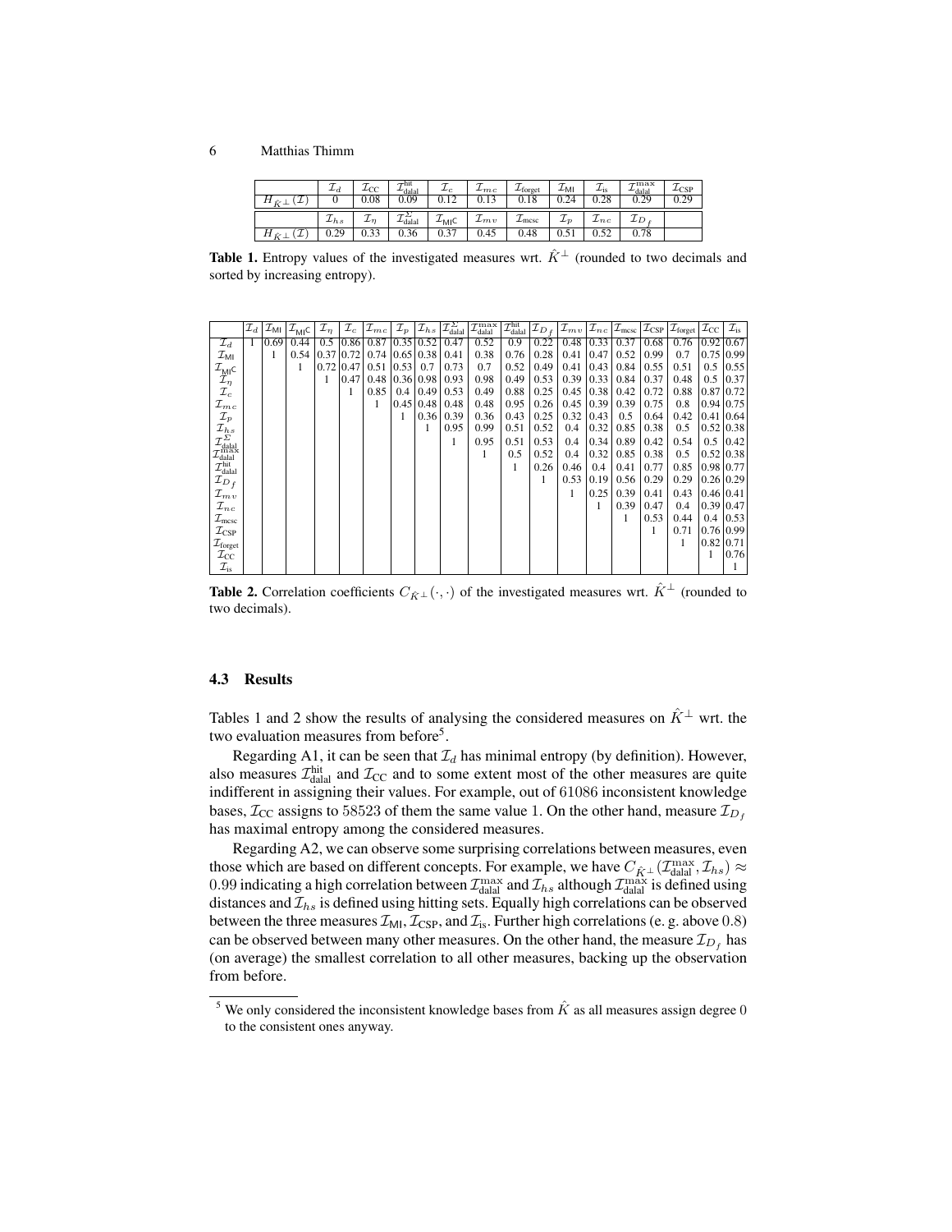|  | $\mathcal{I}_d$ | $\mathcal{I}_{\text{CC}}$ | $\mathcal{I}_{\text{dalal}}^{\text{hit}}$ | $\mathcal{I}_c$ | $\mathcal{I}_{mc}$ | $\mathcal{I}_{\text{forget}}$ | $\mathcal{I}_{\text{MI}}$ | $\mathcal{I}_{\text{is}}$ | $\mathcal{I}_{\text{dalal}}^{\max}$ | $\mathcal{I}_{\text{CSP}}$ |
|---|---|---|---|---|---|---|---|---|---|---|
| $H_{\hat{K}^\perp}(\mathcal{I})$ | 0 | 0.08 | 0.09 | 0.12 | 0.13 | 0.18 | 0.24 | 0.28 | 0.29 | 0.29 |
|  | $\mathcal{I}_{hs}$ | $\mathcal{I}_\eta$ | $\mathcal{I}_{\text{dalal}}^{\Sigma}$ | $\mathcal{I}_{\text{MIC}}$ | $\mathcal{I}_{mv}$ | $\mathcal{I}_{\text{mcsc}}$ | $\mathcal{I}_p$ | $\mathcal{I}_{nc}$ | $\mathcal{I}_{D_f}$ |  |
| $H_{\hat{K}^\perp}(\mathcal{I})$ | 0.29 | 0.33 | 0.36 | 0.37 | 0.45 | 0.48 | 0.51 | 0.52 | 0.78 |  |

**Table 1.** Entropy values of the investigated measures wrt. $\hat{K}^\perp$ (rounded to two decimals and sorted by increasing entropy).

|  | $\mathcal{I}_d$ | $\mathcal{I}_{\text{MI}}$ | $\mathcal{I}_{\text{MIC}}$ | $\mathcal{I}_\eta$ | $\mathcal{I}_c$ | $\mathcal{I}_{mc}$ | $\mathcal{I}_p$ | $\mathcal{I}_{hs}$ | $\mathcal{I}_{\text{dalal}}^{\Sigma}$ | $\mathcal{I}_{\text{dalal}}^{\max}$ | $\mathcal{I}_{\text{dalal}}^{\text{hit}}$ | $\mathcal{I}_{D_f}$ | $\mathcal{I}_{mv}$ | $\mathcal{I}_{nc}$ | $\mathcal{I}_{\text{mcsc}}$ | $\mathcal{I}_{\text{CSP}}$ | $\mathcal{I}_{\text{forget}}$ | $\mathcal{I}_{\text{CC}}$ | $\mathcal{I}_{\text{is}}$ |
|---|---|---|---|---|---|---|---|---|---|---|---|---|---|---|---|---|---|---|---|
| $\mathcal{I}_d$ | 1 | 0.69 | 0.44 | 0.5 | 0.86 | 0.87 | 0.35 | 0.52 | 0.47 | 0.52 | 0.9 | 0.22 | 0.48 | 0.33 | 0.37 | 0.68 | 0.76 | 0.92 | 0.67 |
| $\mathcal{I}_{\text{MI}}$ |  | 1 | 0.54 | 0.37 | 0.72 | 0.74 | 0.65 | 0.38 | 0.41 | 0.38 | 0.76 | 0.28 | 0.41 | 0.47 | 0.52 | 0.99 | 0.7 | 0.75 | 0.99 |
| $\mathcal{I}_{\text{MIC}}$ |  |  | 1 | 0.72 | 0.47 | 0.51 | 0.53 | 0.7 | 0.73 | 0.7 | 0.52 | 0.49 | 0.41 | 0.43 | 0.84 | 0.55 | 0.51 | 0.5 | 0.55 |
| $\mathcal{I}_\eta$ |  |  |  | 1 | 0.47 | 0.48 | 0.36 | 0.98 | 0.93 | 0.98 | 0.49 | 0.53 | 0.39 | 0.33 | 0.84 | 0.37 | 0.48 | 0.5 | 0.37 |
| $\mathcal{I}_c$ |  |  |  |  | 1 | 0.85 | 0.4 | 0.49 | 0.53 | 0.49 | 0.88 | 0.25 | 0.45 | 0.38 | 0.42 | 0.72 | 0.88 | 0.87 | 0.72 |
| $\mathcal{I}_{mc}$ |  |  |  |  |  | 1 | 0.45 | 0.48 | 0.48 | 0.48 | 0.95 | 0.26 | 0.45 | 0.39 | 0.39 | 0.75 | 0.8 | 0.94 | 0.75 |
| $\mathcal{I}_p$ |  |  |  |  |  |  | 1 | 0.36 | 0.39 | 0.36 | 0.43 | 0.25 | 0.32 | 0.43 | 0.5 | 0.64 | 0.42 | 0.41 | 0.64 |
| $\mathcal{I}_{hs}$ |  |  |  |  |  |  |  | 1 | 0.95 | 0.99 | 0.51 | 0.52 | 0.4 | 0.32 | 0.85 | 0.38 | 0.5 | 0.52 | 0.38 |
| $\mathcal{I}_{\text{dalal}}^{\Sigma}$ |  |  |  |  |  |  |  |  | 1 | 0.95 | 0.51 | 0.53 | 0.4 | 0.34 | 0.89 | 0.42 | 0.54 | 0.5 | 0.42 |
| $\mathcal{I}_{\text{dalal}}^{\max}$ |  |  |  |  |  |  |  |  |  | 1 | 0.5 | 0.52 | 0.4 | 0.32 | 0.85 | 0.38 | 0.5 | 0.52 | 0.38 |
| $\mathcal{I}_{\text{dalal}}^{\text{hit}}$ |  |  |  |  |  |  |  |  |  |  | 1 | 0.26 | 0.46 | 0.4 | 0.41 | 0.77 | 0.85 | 0.98 | 0.77 |
| $\mathcal{I}_{D_f}$ |  |  |  |  |  |  |  |  |  |  |  | 1 | 0.53 | 0.19 | 0.56 | 0.29 | 0.29 | 0.26 | 0.29 |
| $\mathcal{I}_{mv}$ |  |  |  |  |  |  |  |  |  |  |  |  | 1 | 0.25 | 0.39 | 0.41 | 0.43 | 0.46 | 0.41 |
| $\mathcal{I}_{nc}$ |  |  |  |  |  |  |  |  |  |  |  |  |  | 1 | 0.39 | 0.47 | 0.4 | 0.39 | 0.47 |
| $\mathcal{I}_{\text{mcsc}}$ |  |  |  |  |  |  |  |  |  |  |  |  |  |  | 1 | 0.53 | 0.44 | 0.4 | 0.53 |
| $\mathcal{I}_{\text{CSP}}$ |  |  |  |  |  |  |  |  |  |  |  |  |  |  |  | 1 | 0.71 | 0.76 | 0.99 |
| $\mathcal{I}_{\text{forget}}$ |  |  |  |  |  |  |  |  |  |  |  |  |  |  |  |  | 1 | 0.82 | 0.71 |
| $\mathcal{I}_{\text{CC}}$ |  |  |  |  |  |  |  |  |  |  |  |  |  |  |  |  |  | 1 | 0.76 |
| $\mathcal{I}_{\text{is}}$ |  |  |  |  |  |  |  |  |  |  |  |  |  |  |  |  |  |  | 1 |

**Table 2.** Correlation coefficients $C_{\hat{K}^\perp}(\cdot,\cdot)$ of the investigated measures wrt. $\hat{K}^\perp$ (rounded to two decimals).

### 4.3 Results

Tables 1 and 2 show the results of analysing the considered measures on $\hat{K}^\perp$ wrt. the two evaluation measures from before[5].

Regarding A1, it can be seen that $\mathcal{I}_d$ has minimal entropy (by definition). However, also measures $\mathcal{I}_{\text{dalal}}^{\text{hit}}$ and $\mathcal{I}_{\text{CC}}$ and to some extent most of the other measures are quite indifferent in assigning their values. For example, out of 61086 inconsistent knowledge bases, $\mathcal{I}_{\text{CC}}$ assigns to 58523 of them the same value 1. On the other hand, measure $\mathcal{I}_{D_f}$ has maximal entropy among the considered measures.

Regarding A2, we can observe some surprising correlations between measures, even those which are based on different concepts. For example, we have $C_{\hat{K}^\perp}(\mathcal{I}_{\text{dalal}}^{\max}, \mathcal{I}_{hs}) \approx 0.99$ indicating a high correlation between $\mathcal{I}_{\text{dalal}}^{\max}$ and $\mathcal{I}_{hs}$ although $\mathcal{I}_{\text{dalal}}^{\max}$ is defined using distances and $\mathcal{I}_{hs}$ is defined using hitting sets. Equally high correlations can be observed between the three measures $\mathcal{I}_{\text{MI}}$, $\mathcal{I}_{\text{CSP}}$, and $\mathcal{I}_{\text{is}}$. Further high correlations (e. g. above 0.8) can be observed between many other measures. On the other hand, the measure $\mathcal{I}_{D_f}$ has (on average) the smallest correlation to all other measures, backing up the observation from before.

[5] We only considered the inconsistent knowledge bases from $\hat{K}$ as all measures assign degree 0 to the consistent ones anyway.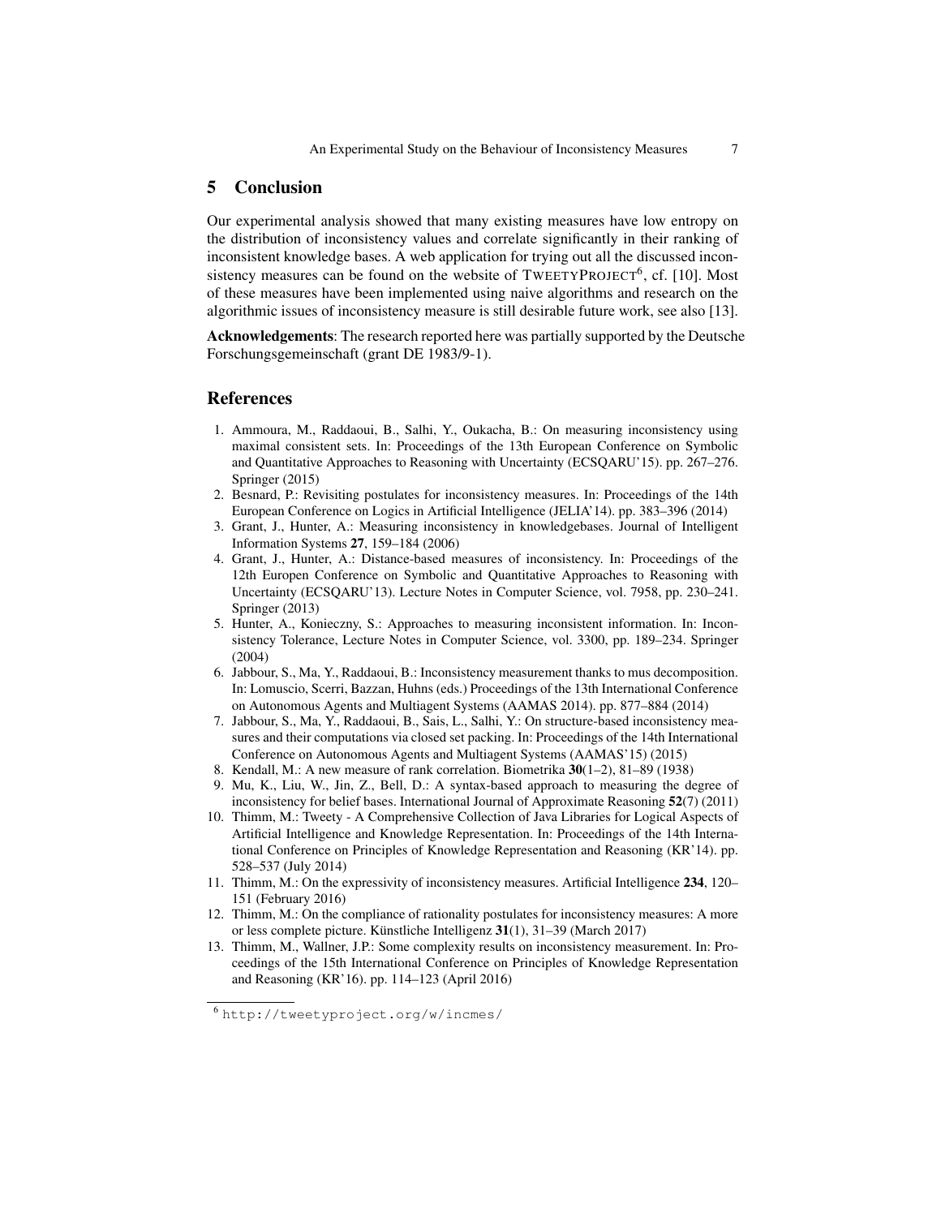## 5 Conclusion

Our experimental analysis showed that many existing measures have low entropy on the distribution of inconsistency values and correlate significantly in their ranking of inconsistent knowledge bases. A web application for trying out all the discussed inconsistency measures can be found on the website of TweetyProject[6], cf. [10]. Most of these measures have been implemented using naive algorithms and research on the algorithmic issues of inconsistency measure is still desirable future work, see also [13].

**Acknowledgements**: The research reported here was partially supported by the Deutsche Forschungsgemeinschaft (grant DE 1983/9-1).

## References

1. Ammoura, M., Raddaoui, B., Salhi, Y., Oukacha, B.: On measuring inconsistency using maximal consistent sets. In: Proceedings of the 13th European Conference on Symbolic and Quantitative Approaches to Reasoning with Uncertainty (ECSQARU'15). pp. 267–276. Springer (2015)
2. Besnard, P.: Revisiting postulates for inconsistency measures. In: Proceedings of the 14th European Conference on Logics in Artificial Intelligence (JELIA'14). pp. 383–396 (2014)
3. Grant, J., Hunter, A.: Measuring inconsistency in knowledgebases. Journal of Intelligent Information Systems **27**, 159–184 (2006)
4. Grant, J., Hunter, A.: Distance-based measures of inconsistency. In: Proceedings of the 12th Europen Conference on Symbolic and Quantitative Approaches to Reasoning with Uncertainty (ECSQARU'13). Lecture Notes in Computer Science, vol. 7958, pp. 230–241. Springer (2013)
5. Hunter, A., Konieczny, S.: Approaches to measuring inconsistent information. In: Inconsistency Tolerance, Lecture Notes in Computer Science, vol. 3300, pp. 189–234. Springer (2004)
6. Jabbour, S., Ma, Y., Raddaoui, B.: Inconsistency measurement thanks to mus decomposition. In: Lomuscio, Scerri, Bazzan, Huhns (eds.) Proceedings of the 13th International Conference on Autonomous Agents and Multiagent Systems (AAMAS 2014). pp. 877–884 (2014)
7. Jabbour, S., Ma, Y., Raddaoui, B., Sais, L., Salhi, Y.: On structure-based inconsistency measures and their computations via closed set packing. In: Proceedings of the 14th International Conference on Autonomous Agents and Multiagent Systems (AAMAS'15) (2015)
8. Kendall, M.: A new measure of rank correlation. Biometrika **30**(1–2), 81–89 (1938)
9. Mu, K., Liu, W., Jin, Z., Bell, D.: A syntax-based approach to measuring the degree of inconsistency for belief bases. International Journal of Approximate Reasoning **52**(7) (2011)
10. Thimm, M.: Tweety - A Comprehensive Collection of Java Libraries for Logical Aspects of Artificial Intelligence and Knowledge Representation. In: Proceedings of the 14th International Conference on Principles of Knowledge Representation and Reasoning (KR'14). pp. 528–537 (July 2014)
11. Thimm, M.: On the expressivity of inconsistency measures. Artificial Intelligence **234**, 120–151 (February 2016)
12. Thimm, M.: On the compliance of rationality postulates for inconsistency measures: A more or less complete picture. Künstliche Intelligenz **31**(1), 31–39 (March 2017)
13. Thimm, M., Wallner, J.P.: Some complexity results on inconsistency measurement. In: Proceedings of the 15th International Conference on Principles of Knowledge Representation and Reasoning (KR'16). pp. 114–123 (April 2016)

[6] http://tweetyproject.org/w/incmes/